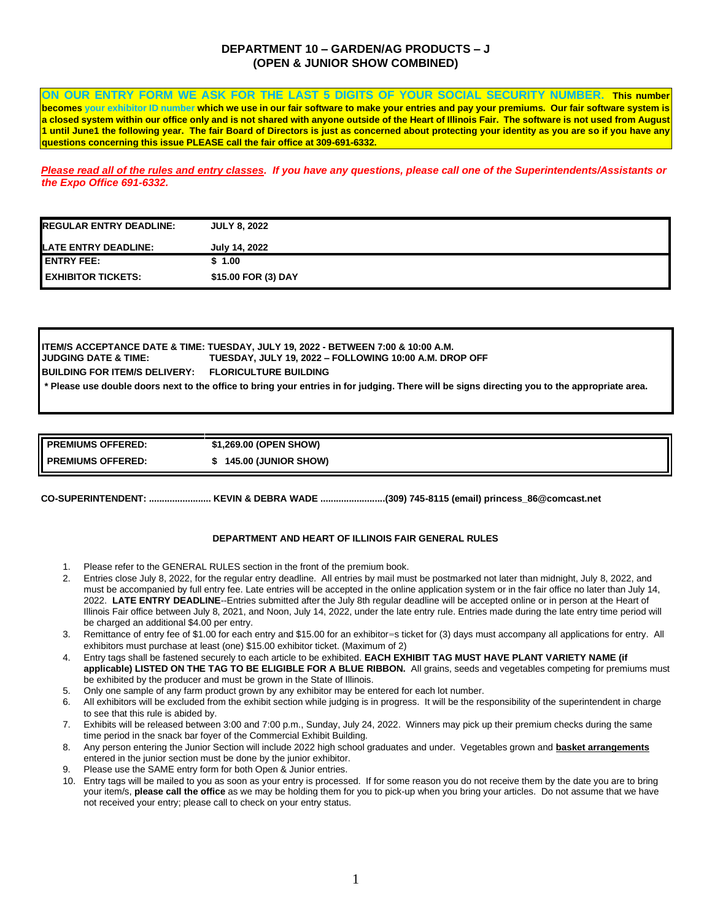# DEPARTMENT 10 – GARDEN/AG PRODUCTS – J
## (OPEN & JUNIOR SHOW COMBINED)

**ON OUR ENTRY FORM WE ASK FOR THE LAST 5 DIGITS OF YOUR SOCIAL SECURITY NUMBER. This number becomes your exhibitor ID number which we use in our fair software to make your entries and pay your premiums. Our fair software system is a closed system within our office only and is not shared with anyone outside of the Heart of Illinois Fair. The software is not used from August 1 until June1 the following year. The fair Board of Directors is just as concerned about protecting your identity as you are so if you have any questions concerning this issue PLEASE call the fair office at 309-691-6332.**

***Please read all of the rules and entry classes. If you have any questions, please call one of the Superintendents/Assistants or the Expo Office 691-6332.***

| | |
|---|---|
| **REGULAR ENTRY DEADLINE:** | **JULY 8, 2022** |
| **LATE ENTRY DEADLINE:** | **July 14, 2022** |
| **ENTRY FEE:** | **$ 1.00** |
| **EXHIBITOR TICKETS:** | **$15.00 FOR (3) DAY** |

**ITEM/S ACCEPTANCE DATE & TIME: TUESDAY, JULY 19, 2022 - BETWEEN 7:00 & 10:00 A.M.**
**JUDGING DATE & TIME: TUESDAY, JULY 19, 2022 – FOLLOWING 10:00 A.M. DROP OFF**
**BUILDING FOR ITEM/S DELIVERY: FLORICULTURE BUILDING**

**\* Please use double doors next to the office to bring your entries in for judging. There will be signs directing you to the appropriate area.**

| | |
|---|---|
| **PREMIUMS OFFERED:** | **$1,269.00 (OPEN SHOW)** |
| **PREMIUMS OFFERED:** | **$ 145.00 (JUNIOR SHOW)** |

**CO-SUPERINTENDENT: ........................ KEVIN & DEBRA WADE .........................(309) 745-8115 (email) princess_86@comcast.net**

### DEPARTMENT AND HEART OF ILLINOIS FAIR GENERAL RULES

1. Please refer to the GENERAL RULES section in the front of the premium book.
2. Entries close July 8, 2022, for the regular entry deadline. All entries by mail must be postmarked not later than midnight, July 8, 2022, and must be accompanied by full entry fee. Late entries will be accepted in the online application system or in the fair office no later than July 14, 2022. **LATE ENTRY DEADLINE**--Entries submitted after the July 8th regular deadline will be accepted online or in person at the Heart of Illinois Fair office between July 8, 2021, and Noon, July 14, 2022, under the late entry rule. Entries made during the late entry time period will be charged an additional $4.00 per entry.
3. Remittance of entry fee of $1.00 for each entry and $15.00 for an exhibitor=s ticket for (3) days must accompany all applications for entry. All exhibitors must purchase at least (one) $15.00 exhibitor ticket. (Maximum of 2)
4. Entry tags shall be fastened securely to each article to be exhibited. **EACH EXHIBIT TAG MUST HAVE PLANT VARIETY NAME (if applicable) LISTED ON THE TAG TO BE ELIGIBLE FOR A BLUE RIBBON.** All grains, seeds and vegetables competing for premiums must be exhibited by the producer and must be grown in the State of Illinois.
5. Only one sample of any farm product grown by any exhibitor may be entered for each lot number.
6. All exhibitors will be excluded from the exhibit section while judging is in progress. It will be the responsibility of the superintendent in charge to see that this rule is abided by.
7. Exhibits will be released between 3:00 and 7:00 p.m., Sunday, July 24, 2022. Winners may pick up their premium checks during the same time period in the snack bar foyer of the Commercial Exhibit Building.
8. Any person entering the Junior Section will include 2022 high school graduates and under. Vegetables grown and **basket arrangements** entered in the junior section must be done by the junior exhibitor.
9. Please use the SAME entry form for both Open & Junior entries.
10. Entry tags will be mailed to you as soon as your entry is processed. If for some reason you do not receive them by the date you are to bring your item/s, **please call the office** as we may be holding them for you to pick-up when you bring your articles. Do not assume that we have not received your entry; please call to check on your entry status.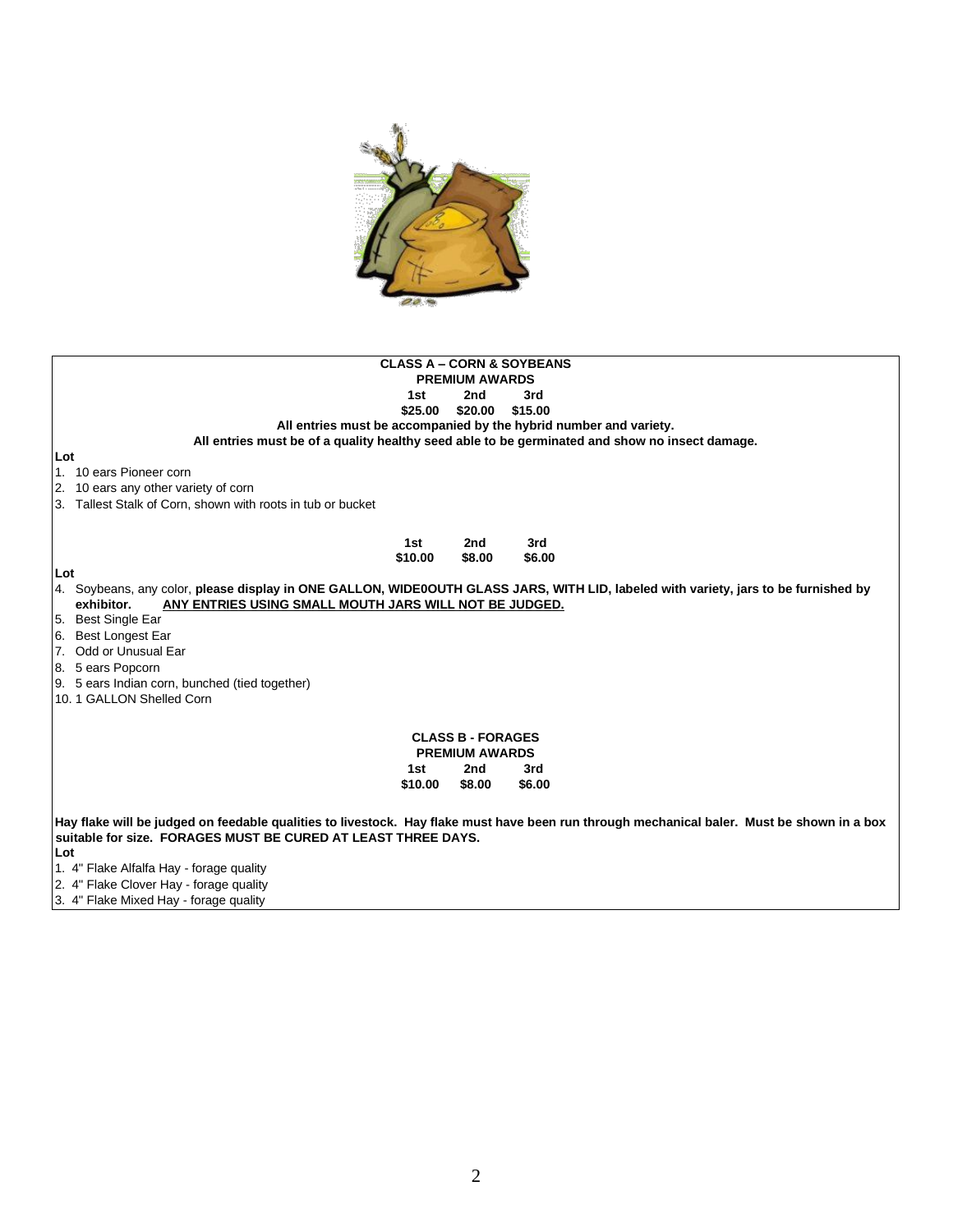## CLASS A – CORN & SOYBEANS

**PREMIUM AWARDS**

| 1st | 2nd | 3rd |
|---|---|---|
| $25.00 | $20.00 | $15.00 |

**All entries must be accompanied by the hybrid number and variety.**

**All entries must be of a quality healthy seed able to be germinated and show no insect damage.**

**Lot**

1. 10 ears Pioneer corn
2. 10 ears any other variety of corn
3. Tallest Stalk of Corn, shown with roots in tub or bucket

| 1st | 2nd | 3rd |
|---|---|---|
| $10.00 | $8.00 | $6.00 |

**Lot**

4. Soybeans, any color, **please display in ONE GALLON, WIDE0OUTH GLASS JARS, WITH LID, labeled with variety, jars to be furnished by exhibitor.** **ANY ENTRIES USING SMALL MOUTH JARS WILL NOT BE JUDGED.**
5. Best Single Ear
6. Best Longest Ear
7. Odd or Unusual Ear
8. 5 ears Popcorn
9. 5 ears Indian corn, bunched (tied together)
10. 1 GALLON Shelled Corn

## CLASS B - FORAGES

**PREMIUM AWARDS**

| 1st | 2nd | 3rd |
|---|---|---|
| $10.00 | $8.00 | $6.00 |

**Hay flake will be judged on feedable qualities to livestock. Hay flake must have been run through mechanical baler. Must be shown in a box suitable for size. FORAGES MUST BE CURED AT LEAST THREE DAYS.**

**Lot**

1. 4" Flake Alfalfa Hay - forage quality
2. 4" Flake Clover Hay - forage quality
3. 4" Flake Mixed Hay - forage quality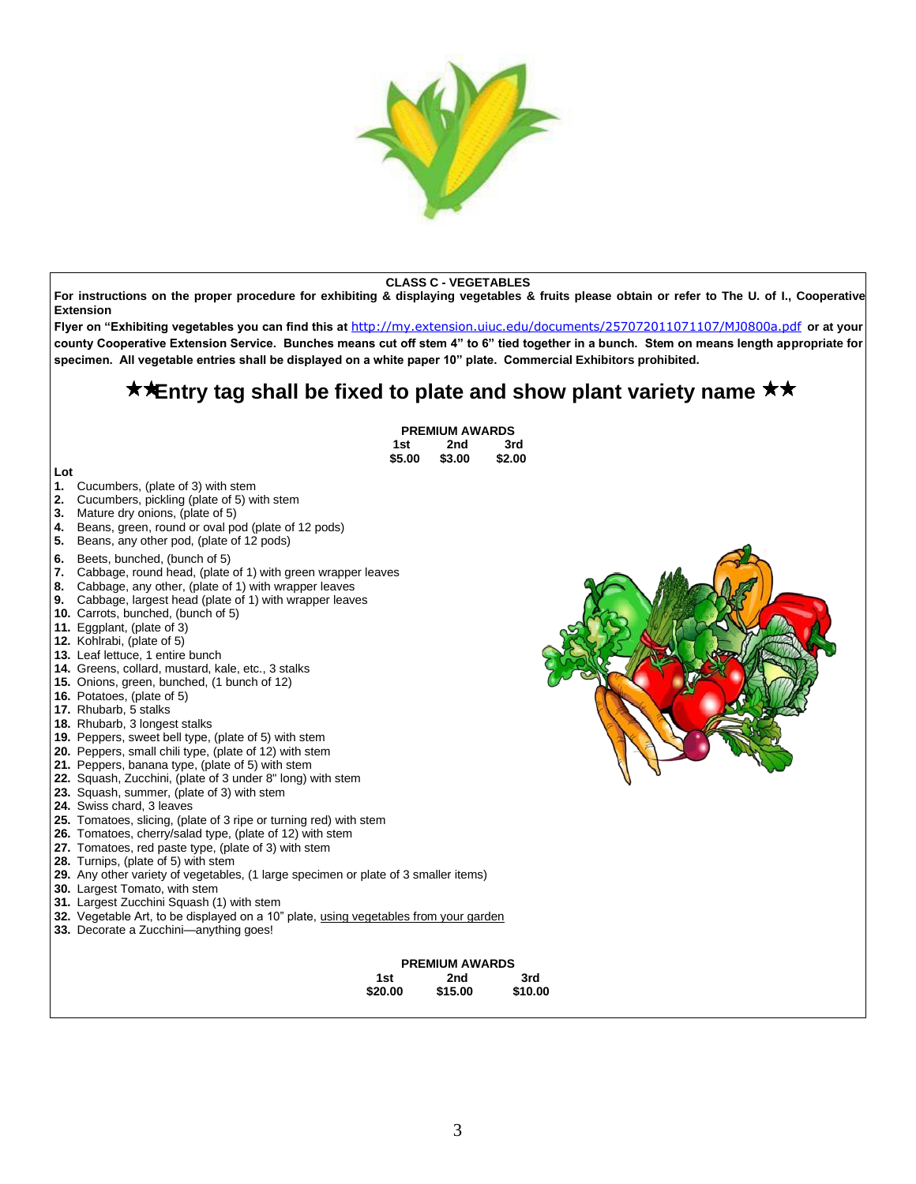## CLASS C - VEGETABLES

**For instructions on the proper procedure for exhibiting & displaying vegetables & fruits please obtain or refer to The U. of I., Cooperative Extension**

**Flyer on "Exhibiting vegetables you can find this at** http://my.extension.uiuc.edu/documents/257072011071107/MJ0800a.pdf **or at your county Cooperative Extension Service. Bunches means cut off stem 4" to 6" tied together in a bunch. Stem on means length appropriate for specimen. All vegetable entries shall be displayed on a white paper 10" plate. Commercial Exhibitors prohibited.**

## ★★Entry tag shall be fixed to plate and show plant variety name ★★

**PREMIUM AWARDS**

| 1st | 2nd | 3rd |
|---|---|---|
| $5.00 | $3.00 | $2.00 |

**Lot**

**1.** Cucumbers, (plate of 3) with stem
**2.** Cucumbers, pickling (plate of 5) with stem
**3.** Mature dry onions, (plate of 5)
**4.** Beans, green, round or oval pod (plate of 12 pods)
**5.** Beans, any other pod, (plate of 12 pods)
**6.** Beets, bunched, (bunch of 5)
**7.** Cabbage, round head, (plate of 1) with green wrapper leaves
**8.** Cabbage, any other, (plate of 1) with wrapper leaves
**9.** Cabbage, largest head (plate of 1) with wrapper leaves
**10.** Carrots, bunched, (bunch of 5)
**11.** Eggplant, (plate of 3)
**12.** Kohlrabi, (plate of 5)
**13.** Leaf lettuce, 1 entire bunch
**14.** Greens, collard, mustard, kale, etc., 3 stalks
**15.** Onions, green, bunched, (1 bunch of 12)
**16.** Potatoes, (plate of 5)
**17.** Rhubarb, 5 stalks
**18.** Rhubarb, 3 longest stalks
**19.** Peppers, sweet bell type, (plate of 5) with stem
**20.** Peppers, small chili type, (plate of 12) with stem
**21.** Peppers, banana type, (plate of 5) with stem
**22.** Squash, Zucchini, (plate of 3 under 8" long) with stem
**23.** Squash, summer, (plate of 3) with stem
**24.** Swiss chard, 3 leaves
**25.** Tomatoes, slicing, (plate of 3 ripe or turning red) with stem
**26.** Tomatoes, cherry/salad type, (plate of 12) with stem
**27.** Tomatoes, red paste type, (plate of 3) with stem
**28.** Turnips, (plate of 5) with stem
**29.** Any other variety of vegetables, (1 large specimen or plate of 3 smaller items)
**30.** Largest Tomato, with stem
**31.** Largest Zucchini Squash (1) with stem
**32.** Vegetable Art, to be displayed on a 10" plate, using vegetables from your garden
**33.** Decorate a Zucchini—anything goes!

**PREMIUM AWARDS**

| 1st | 2nd | 3rd |
|---|---|---|
| $20.00 | $15.00 | $10.00 |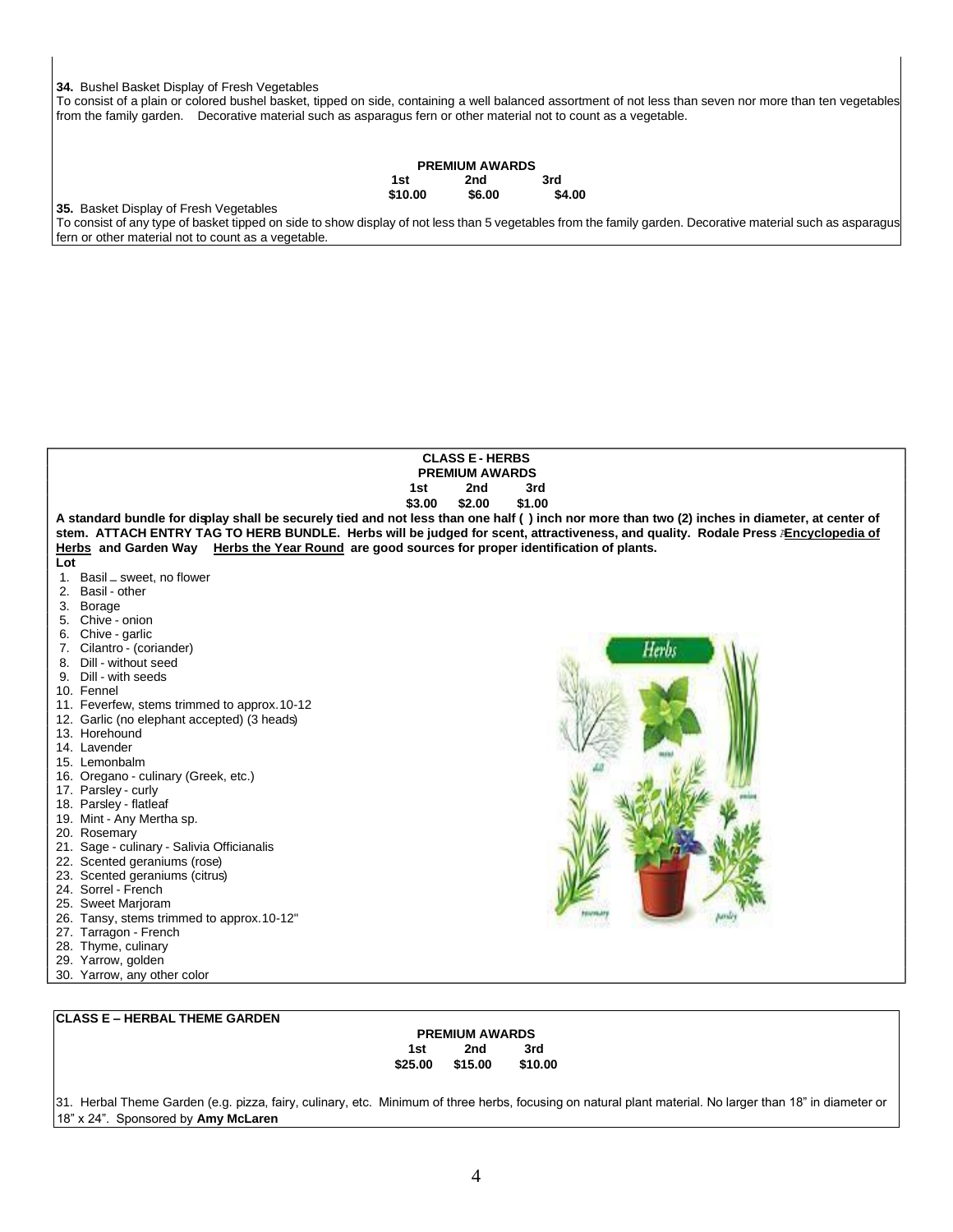**34.** Bushel Basket Display of Fresh Vegetables

To consist of a plain or colored bushel basket, tipped on side, containing a well balanced assortment of not less than seven nor more than ten vegetables from the family garden. Decorative material such as asparagus fern or other material not to count as a vegetable.

**PREMIUM AWARDS**

| 1st | 2nd | 3rd |
|---|---|---|
| $10.00 | $6.00 | $4.00 |

**35.** Basket Display of Fresh Vegetables

To consist of any type of basket tipped on side to show display of not less than 5 vegetables from the family garden. Decorative material such as asparagus fern or other material not to count as a vegetable.

## CLASS E - HERBS

**PREMIUM AWARDS**

| 1st | 2nd | 3rd |
|---|---|---|
| $3.00 | $2.00 | $1.00 |

**A standard bundle for display shall be securely tied and not less than one half ( ) inch nor more than two (2) inches in diameter, at center of stem. ATTACH ENTRY TAG TO HERB BUNDLE. Herbs will be judged for scent, attractiveness, and quality. Rodale Press "Encyclopedia of Herbs and Garden Way Herbs the Year Round are good sources for proper identification of plants.**

**Lot**

1. Basil – sweet, no flower
2. Basil - other
3. Borage
5. Chive - onion
6. Chive - garlic
7. Cilantro - (coriander)
8. Dill - without seed
9. Dill - with seeds
10. Fennel
11. Feverfew, stems trimmed to approx.10-12
12. Garlic (no elephant accepted) (3 heads)
13. Horehound
14. Lavender
15. Lemonbalm
16. Oregano - culinary (Greek, etc.)
17. Parsley - curly
18. Parsley - flatleaf
19. Mint - Any Mertha sp.
20. Rosemary
21. Sage - culinary - Salivia Officianalis
22. Scented geraniums (rose)
23. Scented geraniums (citrus)
24. Sorrel - French
25. Sweet Marjoram
26. Tansy, stems trimmed to approx.10-12"
27. Tarragon - French
28. Thyme, culinary
29. Yarrow, golden
30. Yarrow, any other color

## CLASS E – HERBAL THEME GARDEN

**PREMIUM AWARDS**

| 1st | 2nd | 3rd |
|---|---|---|
| $25.00 | $15.00 | $10.00 |

31. Herbal Theme Garden (e.g. pizza, fairy, culinary, etc. Minimum of three herbs, focusing on natural plant material. No larger than 18" in diameter or 18" x 24". Sponsored by **Amy McLaren**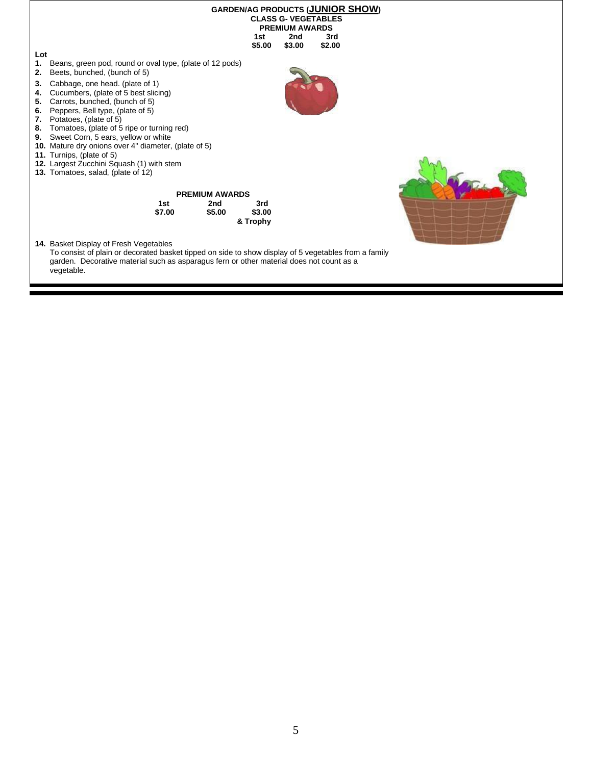## GARDEN/AG PRODUCTS (JUNIOR SHOW)

### CLASS G- VEGETABLES

**PREMIUM AWARDS**

| 1st | 2nd | 3rd |
|---|---|---|
| $5.00 | $3.00 | $2.00 |

**Lot**

**1.** Beans, green pod, round or oval type, (plate of 12 pods)
**2.** Beets, bunched, (bunch of 5)
**3.** Cabbage, one head. (plate of 1)
**4.** Cucumbers, (plate of 5 best slicing)
**5.** Carrots, bunched, (bunch of 5)
**6.** Peppers, Bell type, (plate of 5)
**7.** Potatoes, (plate of 5)
**8.** Tomatoes, (plate of 5 ripe or turning red)
**9.** Sweet Corn, 5 ears, yellow or white
**10.** Mature dry onions over 4" diameter, (plate of 5)
**11.** Turnips, (plate of 5)
**12.** Largest Zucchini Squash (1) with stem
**13.** Tomatoes, salad, (plate of 12)

**PREMIUM AWARDS**

| 1st | 2nd | 3rd |
|---|---|---|
| $7.00 | $5.00 | $3.00 & Trophy |

**14.** Basket Display of Fresh Vegetables
To consist of plain or decorated basket tipped on side to show display of 5 vegetables from a family garden. Decorative material such as asparagus fern or other material does not count as a vegetable.